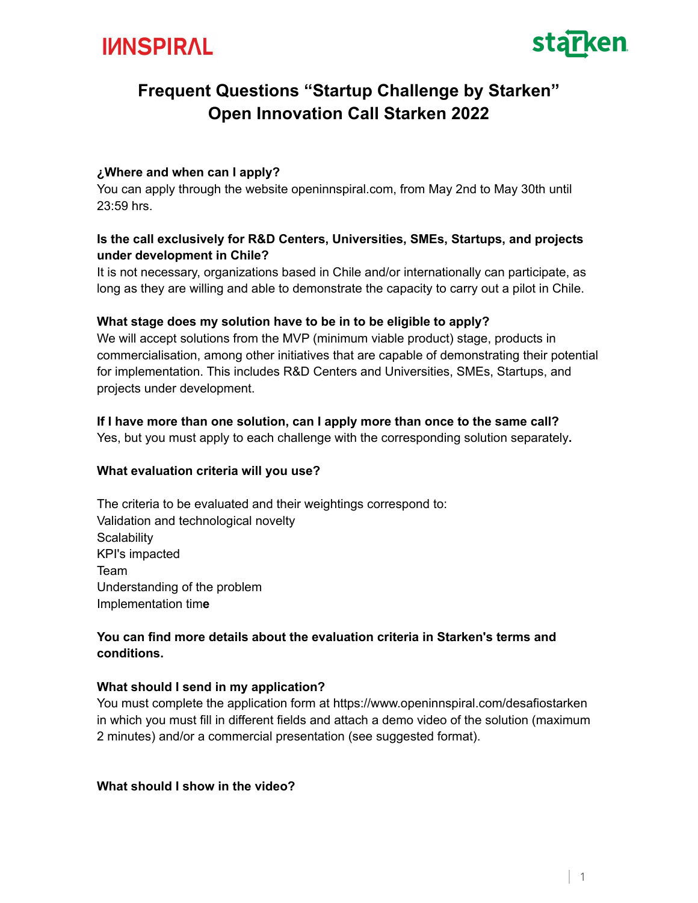IИNSPIRΛL

starken

# Frequent Questions "Startup Challenge by Starken" Open Innovation Call Starken 2022

**¿Where and when can I apply?**

You can apply through the website openinnspiral.com, from May 2nd to May 30th until 23:59 hrs.

**Is the call exclusively for R&D Centers, Universities, SMEs, Startups, and projects under development in Chile?**

It is not necessary, organizations based in Chile and/or internationally can participate, as long as they are willing and able to demonstrate the capacity to carry out a pilot in Chile.

**What stage does my solution have to be in to be eligible to apply?**

We will accept solutions from the MVP (minimum viable product) stage, products in commercialisation, among other initiatives that are capable of demonstrating their potential for implementation. This includes R&D Centers and Universities, SMEs, Startups, and projects under development.

**If I have more than one solution, can I apply more than once to the same call?**

Yes, but you must apply to each challenge with the corresponding solution separately**.**

**What evaluation criteria will you use?**

The criteria to be evaluated and their weightings correspond to:
Validation and technological novelty
Scalability
KPI's impacted
Team
Understanding of the problem
Implementation tim**e**

**You can find more details about the evaluation criteria in Starken's terms and conditions.**

**What should I send in my application?**

You must complete the application form at https://www.openinnspiral.com/desafiostarken in which you must fill in different fields and attach a demo video of the solution (maximum 2 minutes) and/or a commercial presentation (see suggested format).

**What should I show in the video?**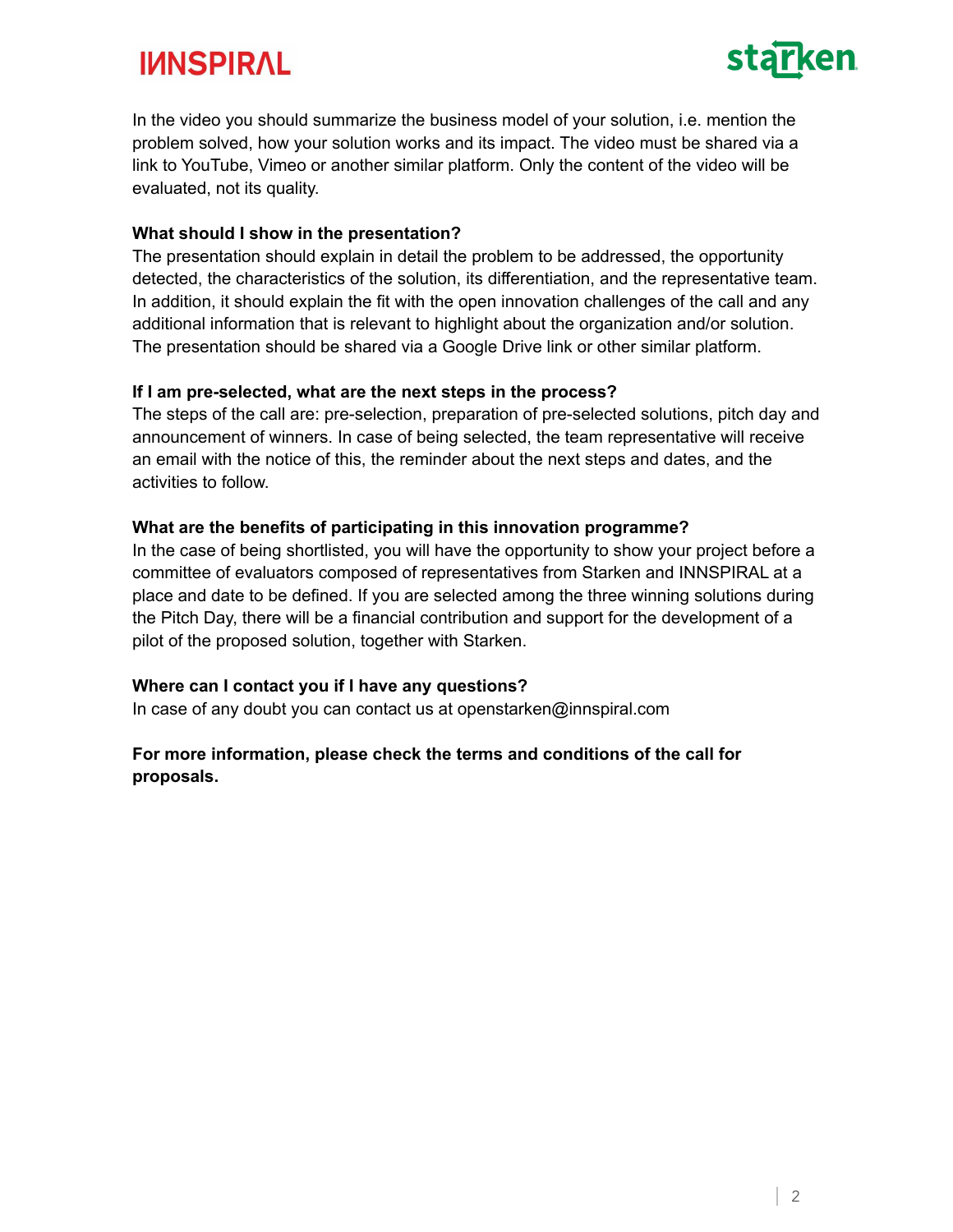In the video you should summarize the business model of your solution, i.e. mention the problem solved, how your solution works and its impact. The video must be shared via a link to YouTube, Vimeo or another similar platform. Only the content of the video will be evaluated, not its quality.

**What should I show in the presentation?**

The presentation should explain in detail the problem to be addressed, the opportunity detected, the characteristics of the solution, its differentiation, and the representative team. In addition, it should explain the fit with the open innovation challenges of the call and any additional information that is relevant to highlight about the organization and/or solution. The presentation should be shared via a Google Drive link or other similar platform.

**If I am pre-selected, what are the next steps in the process?**

The steps of the call are: pre-selection, preparation of pre-selected solutions, pitch day and announcement of winners. In case of being selected, the team representative will receive an email with the notice of this, the reminder about the next steps and dates, and the activities to follow.

**What are the benefits of participating in this innovation programme?**

In the case of being shortlisted, you will have the opportunity to show your project before a committee of evaluators composed of representatives from Starken and INNSPIRAL at a place and date to be defined. If you are selected among the three winning solutions during the Pitch Day, there will be a financial contribution and support for the development of a pilot of the proposed solution, together with Starken.

**Where can I contact you if I have any questions?**

In case of any doubt you can contact us at openstarken@innspiral.com

**For more information, please check the terms and conditions of the call for proposals.**